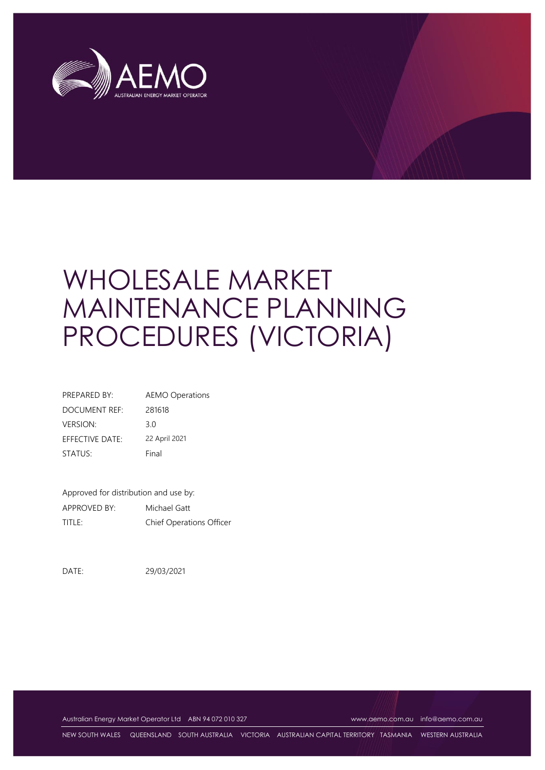# WHOLESALE MARKET MAINTENANCE PLANNING PROCEDURES (VICTORIA)

| | |
|---|---|
| PREPARED BY: | AEMO Operations |
| DOCUMENT REF: | 281618 |
| VERSION: | 3.0 |
| EFFECTIVE DATE: | 22 April 2021 |
| STATUS: | Final |

Approved for distribution and use by:

| | |
|---|---|
| APPROVED BY: | Michael Gatt |
| TITLE: | Chief Operations Officer |

DATE: 29/03/2021

Australian Energy Market Operator Ltd ABN 94 072 010 327 www.aemo.com.au info@aemo.com.au

NEW SOUTH WALES QUEENSLAND SOUTH AUSTRALIA VICTORIA AUSTRALIAN CAPITAL TERRITORY TASMANIA WESTERN AUSTRALIA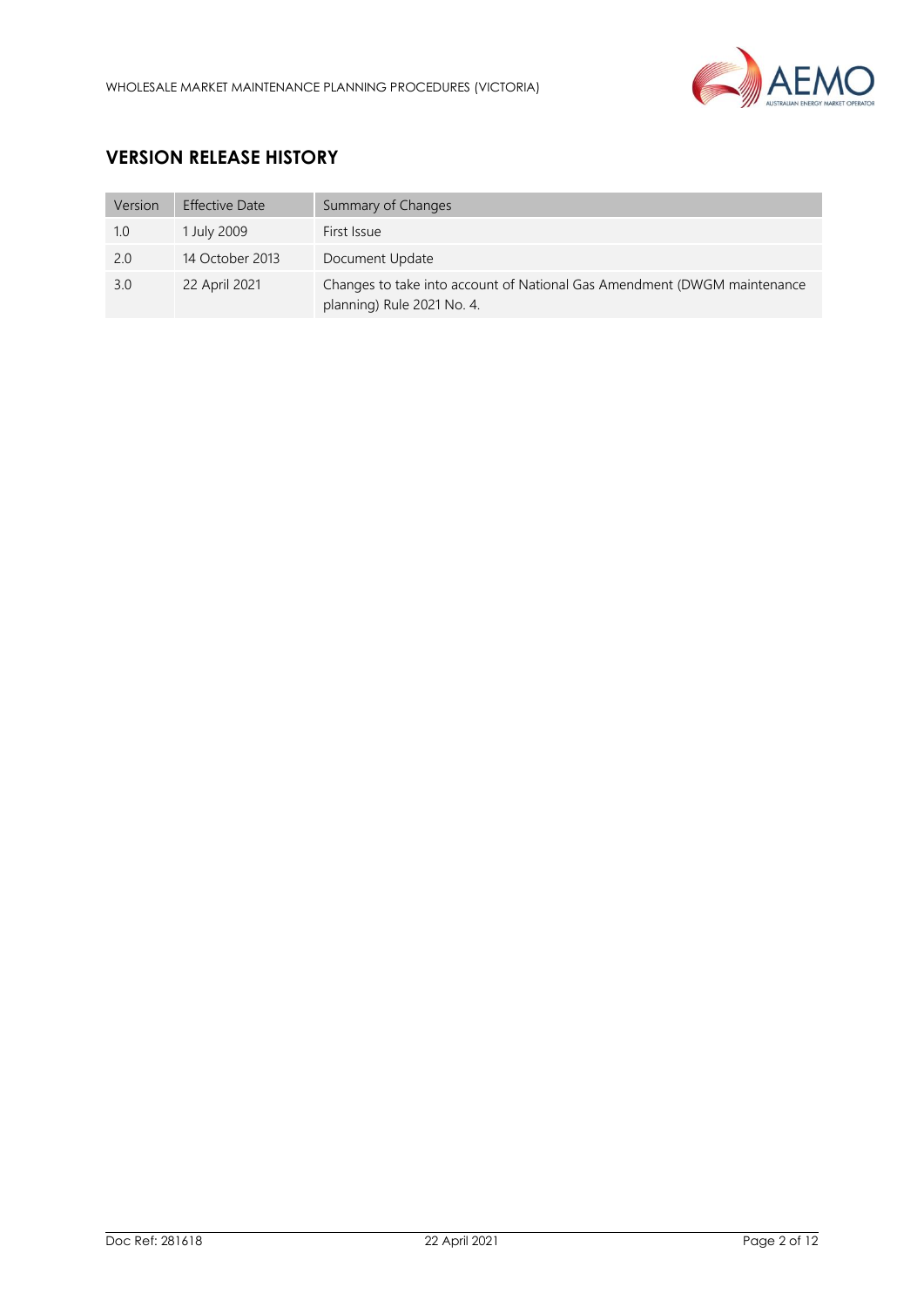## VERSION RELEASE HISTORY

| Version | Effective Date | Summary of Changes |
| --- | --- | --- |
| 1.0 | 1 July 2009 | First Issue |
| 2.0 | 14 October 2013 | Document Update |
| 3.0 | 22 April 2021 | Changes to take into account of National Gas Amendment (DWGM maintenance planning) Rule 2021 No. 4. |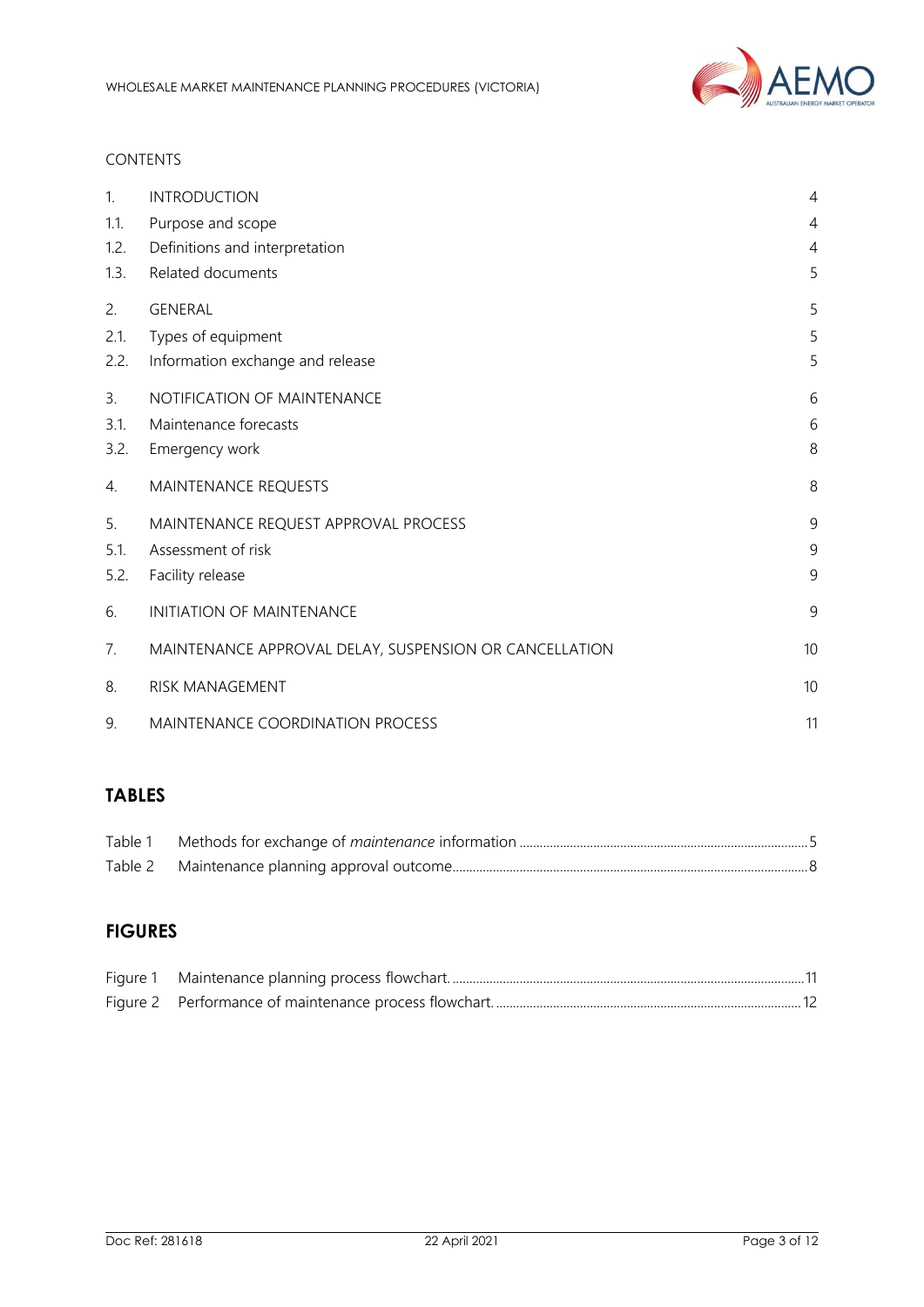CONTENTS

| | | |
|---|---|---|
| 1. | INTRODUCTION | 4 |
| 1.1. | Purpose and scope | 4 |
| 1.2. | Definitions and interpretation | 4 |
| 1.3. | Related documents | 5 |
| 2. | GENERAL | 5 |
| 2.1. | Types of equipment | 5 |
| 2.2. | Information exchange and release | 5 |
| 3. | NOTIFICATION OF MAINTENANCE | 6 |
| 3.1. | Maintenance forecasts | 6 |
| 3.2. | Emergency work | 8 |
| 4. | MAINTENANCE REQUESTS | 8 |
| 5. | MAINTENANCE REQUEST APPROVAL PROCESS | 9 |
| 5.1. | Assessment of risk | 9 |
| 5.2. | Facility release | 9 |
| 6. | INITIATION OF MAINTENANCE | 9 |
| 7. | MAINTENANCE APPROVAL DELAY, SUSPENSION OR CANCELLATION | 10 |
| 8. | RISK MANAGEMENT | 10 |
| 9. | MAINTENANCE COORDINATION PROCESS | 11 |

## TABLES

| | | |
|---|---|---|
| Table 1 | Methods for exchange of *maintenance* information | 5 |
| Table 2 | Maintenance planning approval outcome | 8 |

## FIGURES

| | | |
|---|---|---|
| Figure 1 | Maintenance planning process flowchart. | 11 |
| Figure 2 | Performance of maintenance process flowchart. | 12 |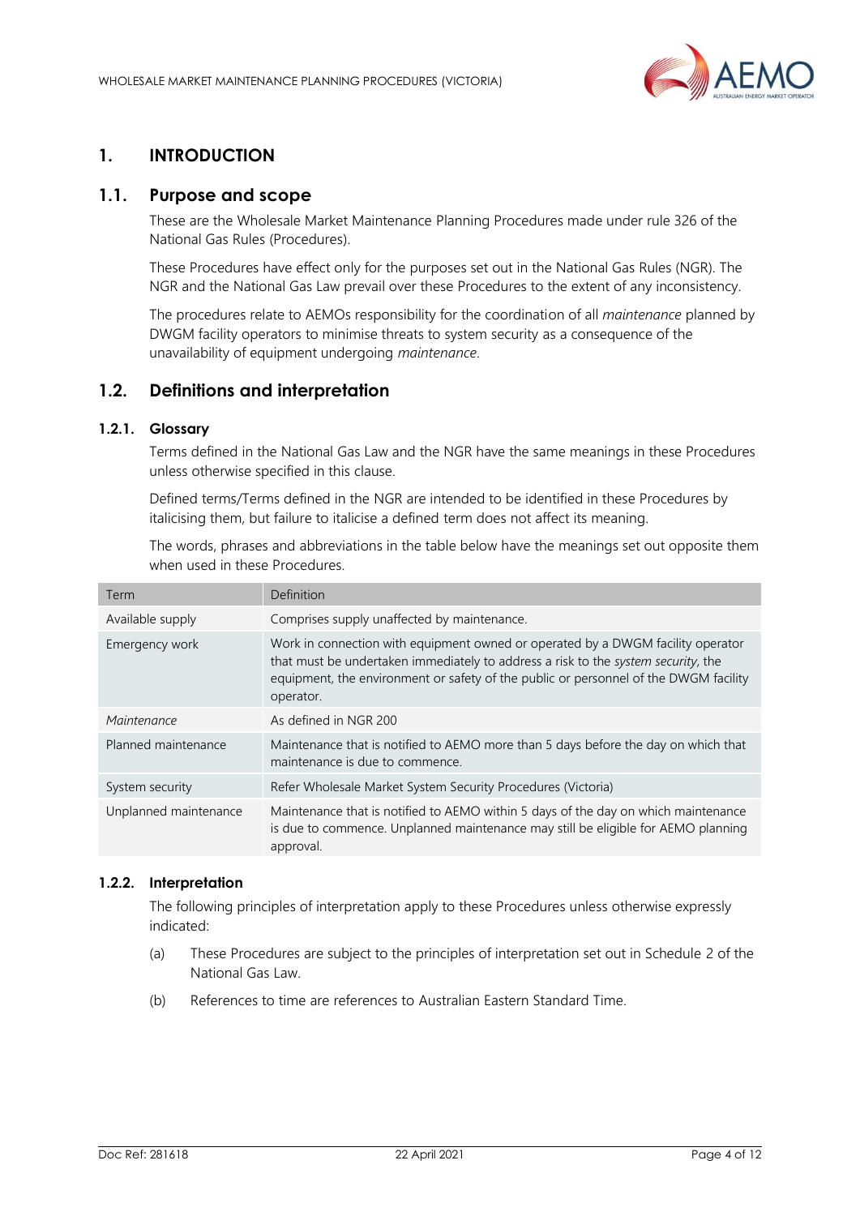# 1. INTRODUCTION

## 1.1. Purpose and scope

These are the Wholesale Market Maintenance Planning Procedures made under rule 326 of the National Gas Rules (Procedures).

These Procedures have effect only for the purposes set out in the National Gas Rules (NGR). The NGR and the National Gas Law prevail over these Procedures to the extent of any inconsistency.

The procedures relate to AEMOs responsibility for the coordination of all *maintenance* planned by DWGM facility operators to minimise threats to system security as a consequence of the unavailability of equipment undergoing *maintenance*.

## 1.2. Definitions and interpretation

### 1.2.1. Glossary

Terms defined in the National Gas Law and the NGR have the same meanings in these Procedures unless otherwise specified in this clause.

Defined terms/Terms defined in the NGR are intended to be identified in these Procedures by italicising them, but failure to italicise a defined term does not affect its meaning.

The words, phrases and abbreviations in the table below have the meanings set out opposite them when used in these Procedures.

| Term | Definition |
|---|---|
| Available supply | Comprises supply unaffected by maintenance. |
| Emergency work | Work in connection with equipment owned or operated by a DWGM facility operator that must be undertaken immediately to address a risk to the *system security*, the equipment, the environment or safety of the public or personnel of the DWGM facility operator. |
| *Maintenance* | As defined in NGR 200 |
| Planned maintenance | Maintenance that is notified to AEMO more than 5 days before the day on which that maintenance is due to commence. |
| System security | Refer Wholesale Market System Security Procedures (Victoria) |
| Unplanned maintenance | Maintenance that is notified to AEMO within 5 days of the day on which maintenance is due to commence. Unplanned maintenance may still be eligible for AEMO planning approval. |

### 1.2.2. Interpretation

The following principles of interpretation apply to these Procedures unless otherwise expressly indicated:

(a) These Procedures are subject to the principles of interpretation set out in Schedule 2 of the National Gas Law.

(b) References to time are references to Australian Eastern Standard Time.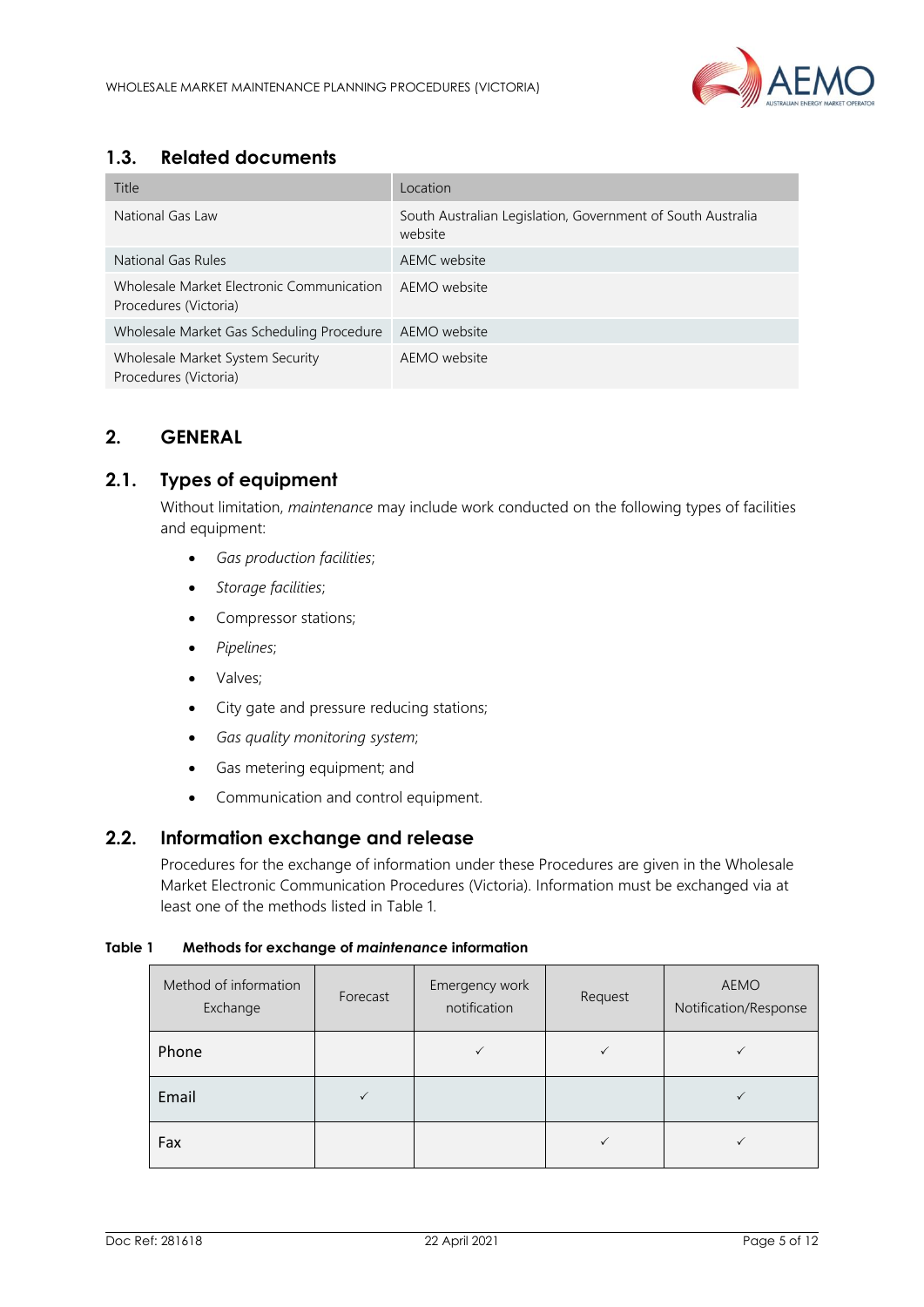## 1.3. Related documents

| Title | Location |
|---|---|
| National Gas Law | South Australian Legislation, Government of South Australia website |
| National Gas Rules | AEMC website |
| Wholesale Market Electronic Communication Procedures (Victoria) | AEMO website |
| Wholesale Market Gas Scheduling Procedure | AEMO website |
| Wholesale Market System Security Procedures (Victoria) | AEMO website |

# 2. GENERAL

## 2.1. Types of equipment

Without limitation, *maintenance* may include work conducted on the following types of facilities and equipment:

- *Gas production facilities*;
- *Storage facilities*;
- Compressor stations;
- *Pipelines*;
- Valves;
- City gate and pressure reducing stations;
- *Gas quality monitoring system*;
- Gas metering equipment; and
- Communication and control equipment.

## 2.2. Information exchange and release

Procedures for the exchange of information under these Procedures are given in the Wholesale Market Electronic Communication Procedures (Victoria). Information must be exchanged via at least one of the methods listed in Table 1.

**Table 1 Methods for exchange of *maintenance* information**

| Method of information Exchange | Forecast | Emergency work notification | Request | AEMO Notification/Response |
|---|---|---|---|---|
| Phone | | ✓ | ✓ | ✓ |
| Email | ✓ | | | ✓ |
| Fax | | | ✓ | ✓ |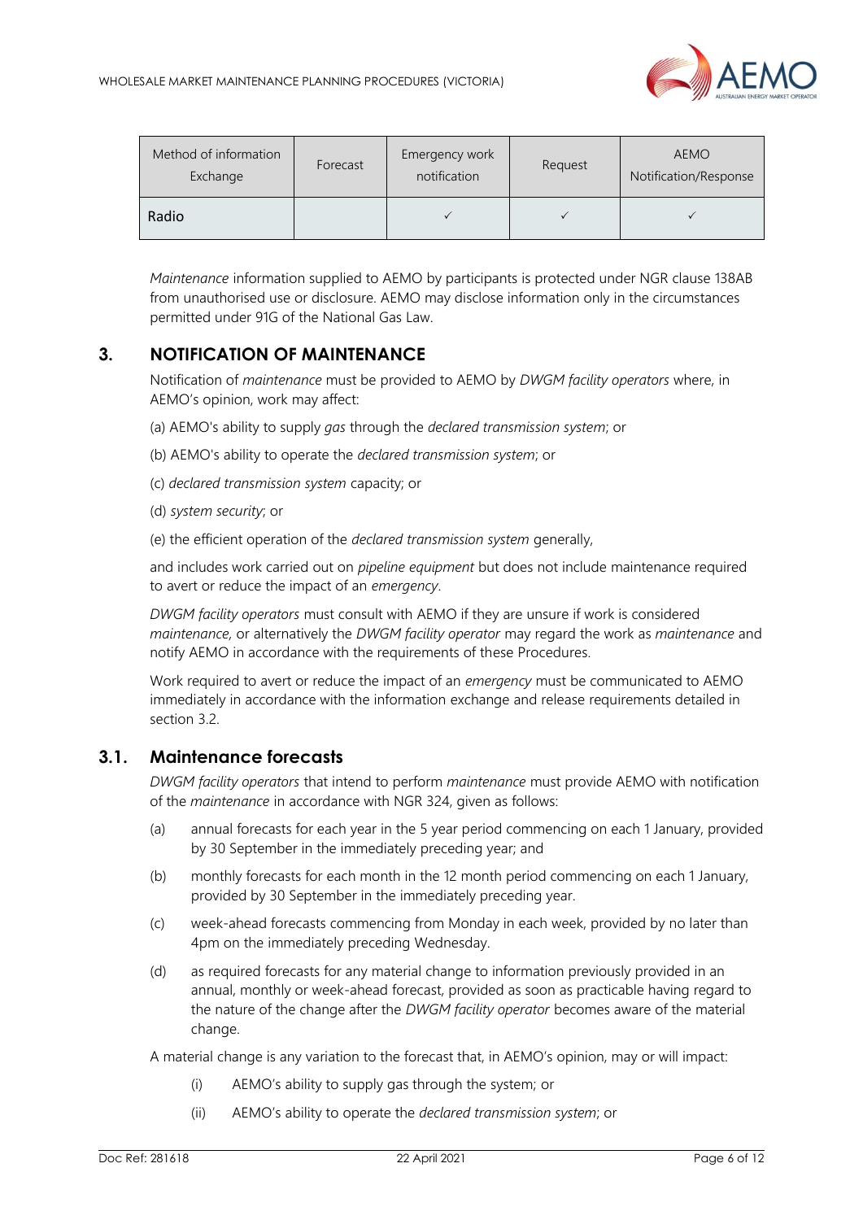| Method of information Exchange | Forecast | Emergency work notification | Request | AEMO Notification/Response |
|---|---|---|---|---|
| Radio | | ✓ | ✓ | ✓ |

*Maintenance* information supplied to AEMO by participants is protected under NGR clause 138AB from unauthorised use or disclosure. AEMO may disclose information only in the circumstances permitted under 91G of the National Gas Law.

## 3. NOTIFICATION OF MAINTENANCE

Notification of *maintenance* must be provided to AEMO by *DWGM facility operators* where, in AEMO's opinion, work may affect:

(a) AEMO's ability to supply *gas* through the *declared transmission system*; or

(b) AEMO's ability to operate the *declared transmission system*; or

(c) *declared transmission system* capacity; or

(d) *system security*; or

(e) the efficient operation of the *declared transmission system* generally,

and includes work carried out on *pipeline equipment* but does not include maintenance required to avert or reduce the impact of an *emergency*.

*DWGM facility operators* must consult with AEMO if they are unsure if work is considered *maintenance*, or alternatively the *DWGM facility operator* may regard the work as *maintenance* and notify AEMO in accordance with the requirements of these Procedures.

Work required to avert or reduce the impact of an *emergency* must be communicated to AEMO immediately in accordance with the information exchange and release requirements detailed in section 3.2.

### 3.1. Maintenance forecasts

*DWGM facility operators* that intend to perform *maintenance* must provide AEMO with notification of the *maintenance* in accordance with NGR 324, given as follows:

(a) annual forecasts for each year in the 5 year period commencing on each 1 January, provided by 30 September in the immediately preceding year; and

(b) monthly forecasts for each month in the 12 month period commencing on each 1 January, provided by 30 September in the immediately preceding year.

(c) week-ahead forecasts commencing from Monday in each week, provided by no later than 4pm on the immediately preceding Wednesday.

(d) as required forecasts for any material change to information previously provided in an annual, monthly or week-ahead forecast, provided as soon as practicable having regard to the nature of the change after the *DWGM facility operator* becomes aware of the material change.

A material change is any variation to the forecast that, in AEMO's opinion, may or will impact:

(i) AEMO's ability to supply gas through the system; or

(ii) AEMO's ability to operate the *declared transmission system*; or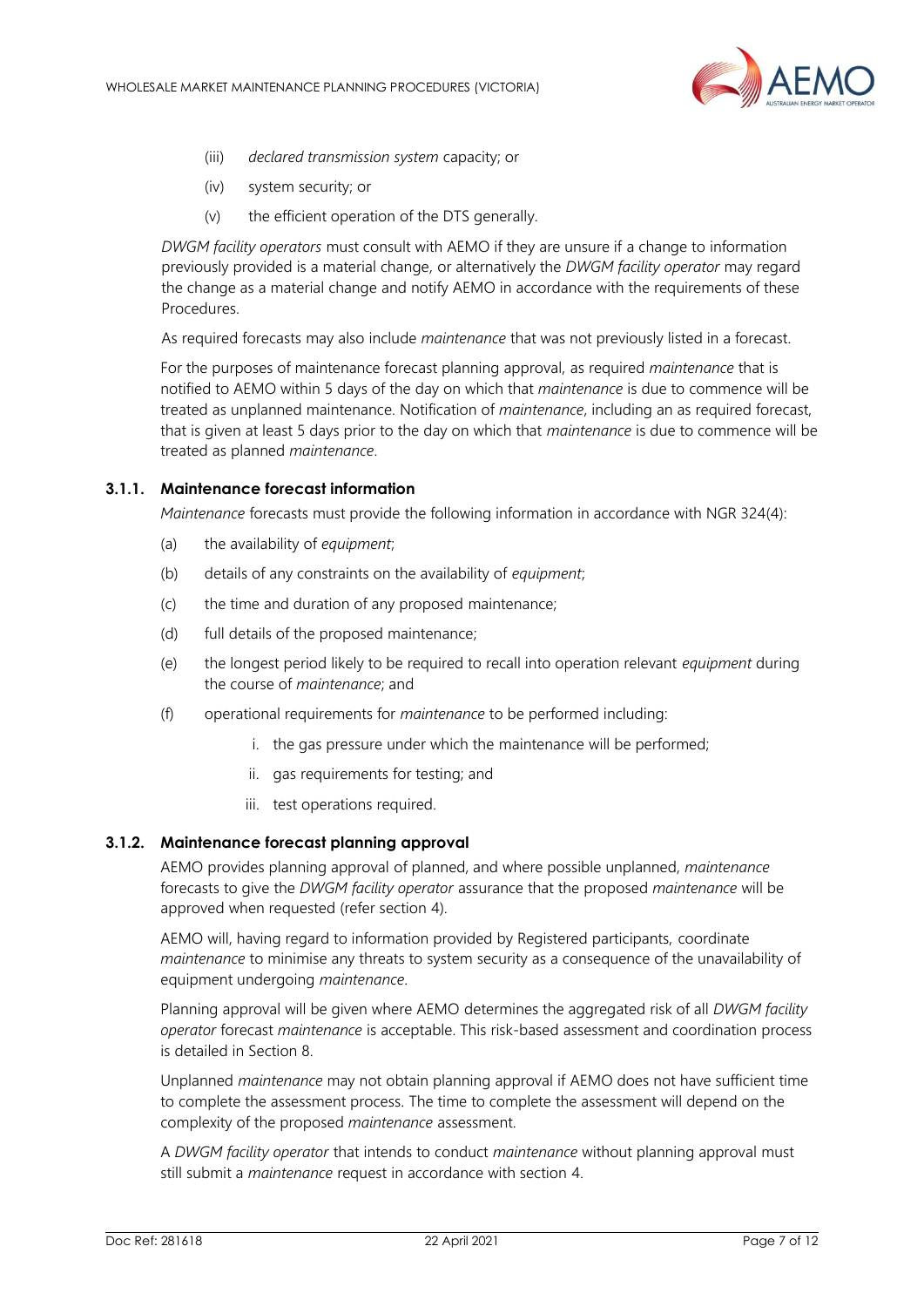(iii) *declared transmission system* capacity; or

(iv) system security; or

(v) the efficient operation of the DTS generally.

*DWGM facility operators* must consult with AEMO if they are unsure if a change to information previously provided is a material change, or alternatively the *DWGM facility operator* may regard the change as a material change and notify AEMO in accordance with the requirements of these Procedures.

As required forecasts may also include *maintenance* that was not previously listed in a forecast.

For the purposes of maintenance forecast planning approval, as required *maintenance* that is notified to AEMO within 5 days of the day on which that *maintenance* is due to commence will be treated as unplanned maintenance. Notification of *maintenance*, including an as required forecast, that is given at least 5 days prior to the day on which that *maintenance* is due to commence will be treated as planned *maintenance*.

### 3.1.1. Maintenance forecast information

*Maintenance* forecasts must provide the following information in accordance with NGR 324(4):

(a) the availability of *equipment*;

(b) details of any constraints on the availability of *equipment*;

(c) the time and duration of any proposed maintenance;

(d) full details of the proposed maintenance;

(e) the longest period likely to be required to recall into operation relevant *equipment* during the course of *maintenance*; and

(f) operational requirements for *maintenance* to be performed including:

  i. the gas pressure under which the maintenance will be performed;

  ii. gas requirements for testing; and

  iii. test operations required.

### 3.1.2. Maintenance forecast planning approval

AEMO provides planning approval of planned, and where possible unplanned, *maintenance* forecasts to give the *DWGM facility operator* assurance that the proposed *maintenance* will be approved when requested (refer section 4).

AEMO will, having regard to information provided by Registered participants, coordinate *maintenance* to minimise any threats to system security as a consequence of the unavailability of equipment undergoing *maintenance*.

Planning approval will be given where AEMO determines the aggregated risk of all *DWGM facility operator* forecast *maintenance* is acceptable. This risk-based assessment and coordination process is detailed in Section 8.

Unplanned *maintenance* may not obtain planning approval if AEMO does not have sufficient time to complete the assessment process. The time to complete the assessment will depend on the complexity of the proposed *maintenance* assessment.

A *DWGM facility operator* that intends to conduct *maintenance* without planning approval must still submit a *maintenance* request in accordance with section 4.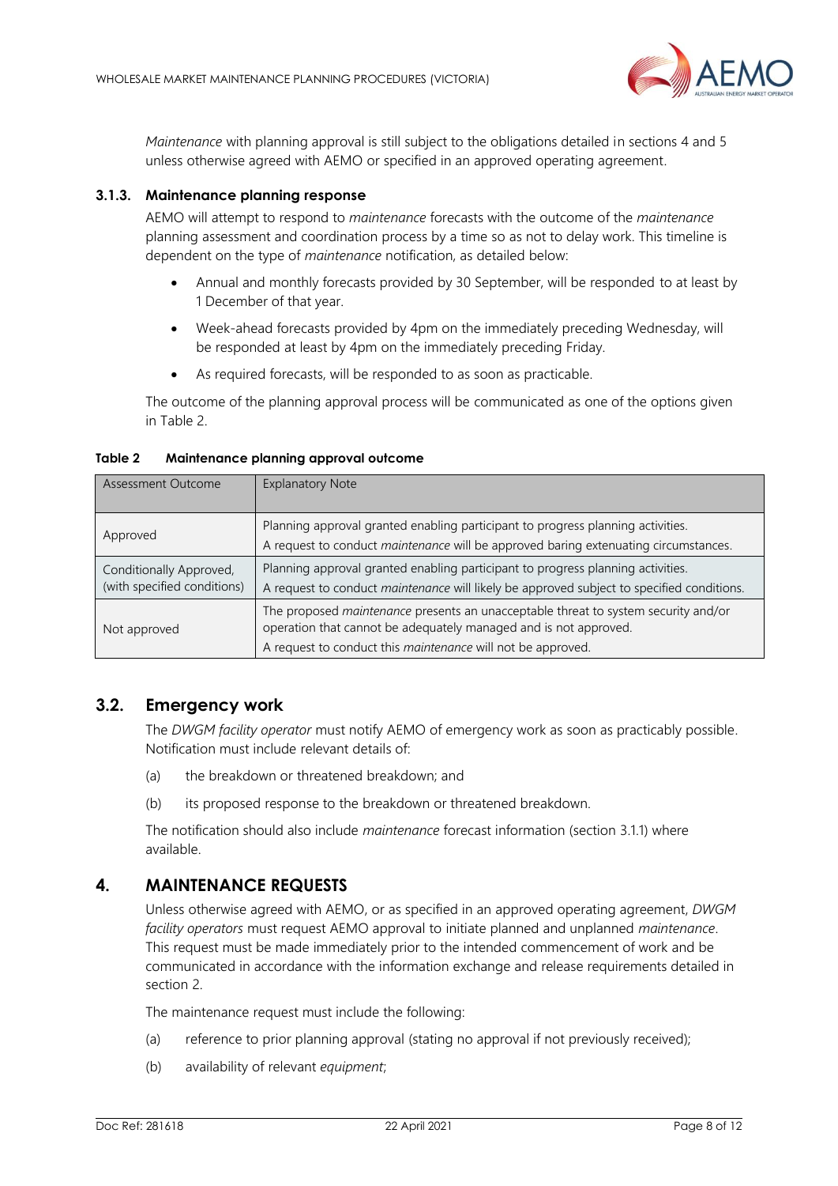*Maintenance* with planning approval is still subject to the obligations detailed in sections 4 and 5 unless otherwise agreed with AEMO or specified in an approved operating agreement.

### 3.1.3. Maintenance planning response

AEMO will attempt to respond to *maintenance* forecasts with the outcome of the *maintenance* planning assessment and coordination process by a time so as not to delay work. This timeline is dependent on the type of *maintenance* notification, as detailed below:

- Annual and monthly forecasts provided by 30 September, will be responded to at least by 1 December of that year.
- Week-ahead forecasts provided by 4pm on the immediately preceding Wednesday, will be responded at least by 4pm on the immediately preceding Friday.
- As required forecasts, will be responded to as soon as practicable.

The outcome of the planning approval process will be communicated as one of the options given in Table 2.

**Table 2 Maintenance planning approval outcome**

| Assessment Outcome | Explanatory Note |
|---|---|
| Approved | Planning approval granted enabling participant to progress planning activities.<br>A request to conduct *maintenance* will be approved baring extenuating circumstances. |
| Conditionally Approved, (with specified conditions) | Planning approval granted enabling participant to progress planning activities.<br>A request to conduct *maintenance* will likely be approved subject to specified conditions. |
| Not approved | The proposed *maintenance* presents an unacceptable threat to system security and/or operation that cannot be adequately managed and is not approved.<br>A request to conduct this *maintenance* will not be approved. |

## 3.2. Emergency work

The *DWGM facility operator* must notify AEMO of emergency work as soon as practicably possible. Notification must include relevant details of:

(a) the breakdown or threatened breakdown; and

(b) its proposed response to the breakdown or threatened breakdown.

The notification should also include *maintenance* forecast information (section 3.1.1) where available.

# 4. MAINTENANCE REQUESTS

Unless otherwise agreed with AEMO, or as specified in an approved operating agreement, *DWGM facility operators* must request AEMO approval to initiate planned and unplanned *maintenance*. This request must be made immediately prior to the intended commencement of work and be communicated in accordance with the information exchange and release requirements detailed in section 2.

The maintenance request must include the following:

(a) reference to prior planning approval (stating no approval if not previously received);

(b) availability of relevant *equipment*;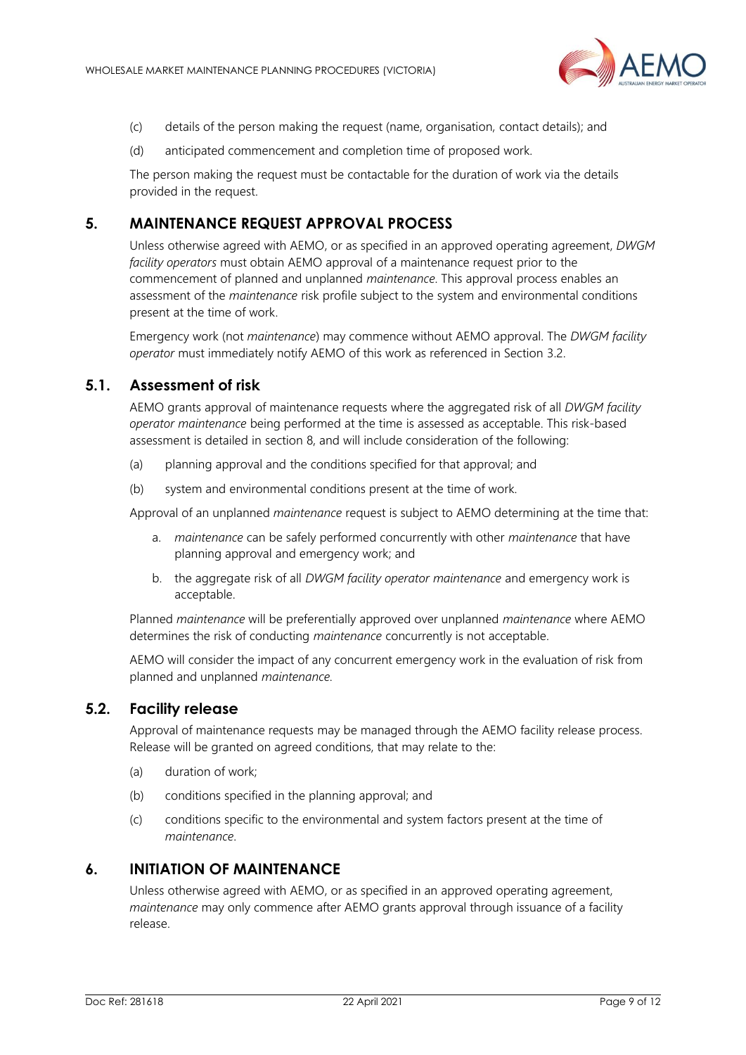(c) details of the person making the request (name, organisation, contact details); and

(d) anticipated commencement and completion time of proposed work.

The person making the request must be contactable for the duration of work via the details provided in the request.

## 5. MAINTENANCE REQUEST APPROVAL PROCESS

Unless otherwise agreed with AEMO, or as specified in an approved operating agreement, *DWGM facility operators* must obtain AEMO approval of a maintenance request prior to the commencement of planned and unplanned *maintenance*. This approval process enables an assessment of the *maintenance* risk profile subject to the system and environmental conditions present at the time of work.

Emergency work (not *maintenance*) may commence without AEMO approval. The *DWGM facility operator* must immediately notify AEMO of this work as referenced in Section 3.2.

### 5.1. Assessment of risk

AEMO grants approval of maintenance requests where the aggregated risk of all *DWGM facility operator maintenance* being performed at the time is assessed as acceptable. This risk-based assessment is detailed in section 8, and will include consideration of the following:

(a) planning approval and the conditions specified for that approval; and

(b) system and environmental conditions present at the time of work.

Approval of an unplanned *maintenance* request is subject to AEMO determining at the time that:

a. *maintenance* can be safely performed concurrently with other *maintenance* that have planning approval and emergency work; and

b. the aggregate risk of all *DWGM facility operator maintenance* and emergency work is acceptable.

Planned *maintenance* will be preferentially approved over unplanned *maintenance* where AEMO determines the risk of conducting *maintenance* concurrently is not acceptable.

AEMO will consider the impact of any concurrent emergency work in the evaluation of risk from planned and unplanned *maintenance.*

### 5.2. Facility release

Approval of maintenance requests may be managed through the AEMO facility release process. Release will be granted on agreed conditions, that may relate to the:

(a) duration of work;

(b) conditions specified in the planning approval; and

(c) conditions specific to the environmental and system factors present at the time of *maintenance*.

## 6. INITIATION OF MAINTENANCE

Unless otherwise agreed with AEMO, or as specified in an approved operating agreement, *maintenance* may only commence after AEMO grants approval through issuance of a facility release.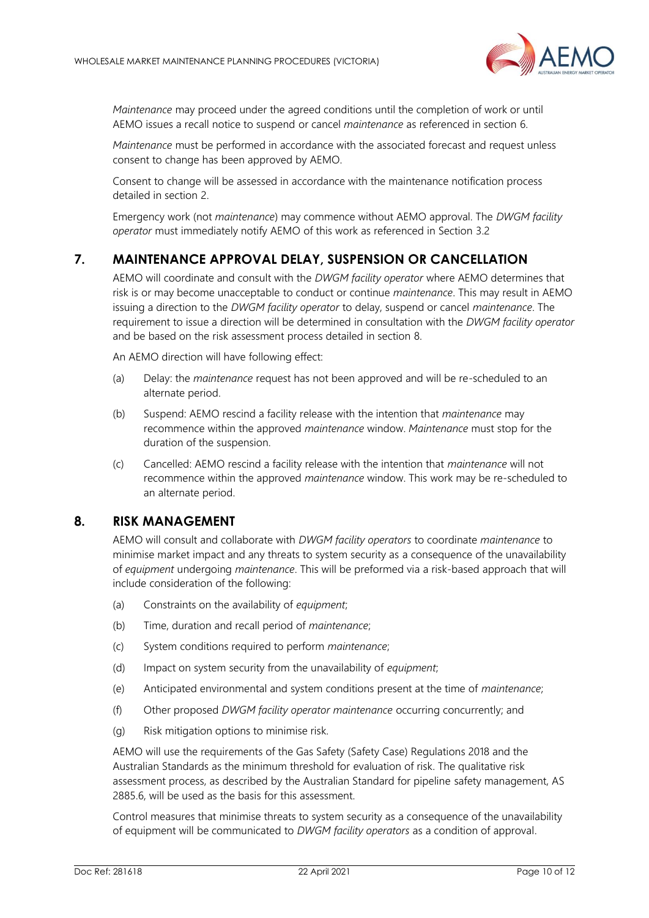*Maintenance* may proceed under the agreed conditions until the completion of work or until AEMO issues a recall notice to suspend or cancel *maintenance* as referenced in section 6.

*Maintenance* must be performed in accordance with the associated forecast and request unless consent to change has been approved by AEMO.

Consent to change will be assessed in accordance with the maintenance notification process detailed in section 2.

Emergency work (not *maintenance*) may commence without AEMO approval. The *DWGM facility operator* must immediately notify AEMO of this work as referenced in Section 3.2

## 7. MAINTENANCE APPROVAL DELAY, SUSPENSION OR CANCELLATION

AEMO will coordinate and consult with the *DWGM facility operator* where AEMO determines that risk is or may become unacceptable to conduct or continue *maintenance*. This may result in AEMO issuing a direction to the *DWGM facility operator* to delay, suspend or cancel *maintenance*. The requirement to issue a direction will be determined in consultation with the *DWGM facility operator* and be based on the risk assessment process detailed in section 8.

An AEMO direction will have following effect:

(a) Delay: the *maintenance* request has not been approved and will be re-scheduled to an alternate period.

(b) Suspend: AEMO rescind a facility release with the intention that *maintenance* may recommence within the approved *maintenance* window. *Maintenance* must stop for the duration of the suspension.

(c) Cancelled: AEMO rescind a facility release with the intention that *maintenance* will not recommence within the approved *maintenance* window. This work may be re-scheduled to an alternate period.

## 8. RISK MANAGEMENT

AEMO will consult and collaborate with *DWGM facility operators* to coordinate *maintenance* to minimise market impact and any threats to system security as a consequence of the unavailability of *equipment* undergoing *maintenance*. This will be preformed via a risk-based approach that will include consideration of the following:

(a) Constraints on the availability of *equipment*;

(b) Time, duration and recall period of *maintenance*;

(c) System conditions required to perform *maintenance*;

(d) Impact on system security from the unavailability of *equipment*;

(e) Anticipated environmental and system conditions present at the time of *maintenance*;

(f) Other proposed *DWGM facility operator maintenance* occurring concurrently; and

(g) Risk mitigation options to minimise risk.

AEMO will use the requirements of the Gas Safety (Safety Case) Regulations 2018 and the Australian Standards as the minimum threshold for evaluation of risk. The qualitative risk assessment process, as described by the Australian Standard for pipeline safety management, AS 2885.6, will be used as the basis for this assessment.

Control measures that minimise threats to system security as a consequence of the unavailability of equipment will be communicated to *DWGM facility operators* as a condition of approval.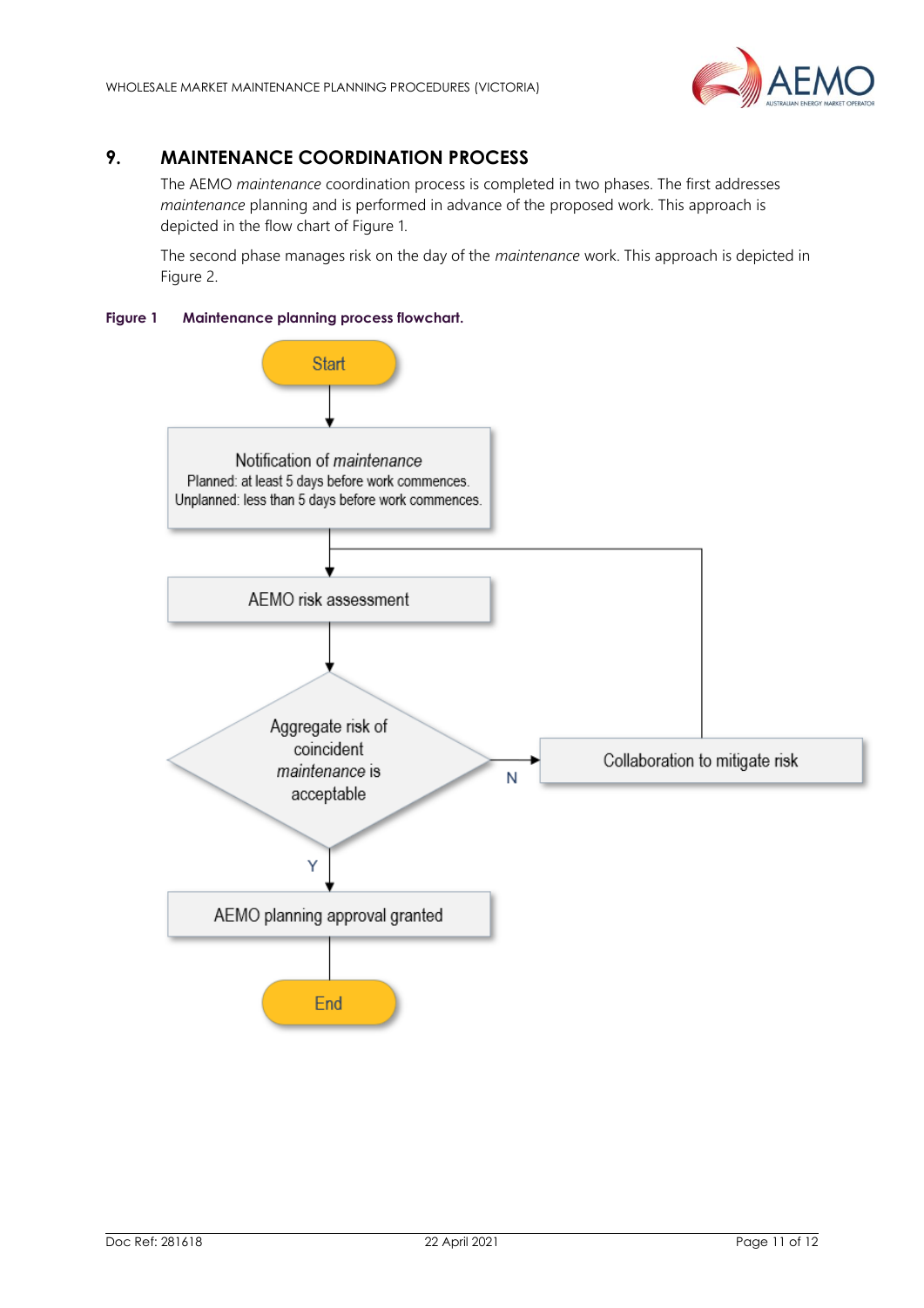# 9. MAINTENANCE COORDINATION PROCESS

The AEMO *maintenance* coordination process is completed in two phases. The first addresses *maintenance* planning and is performed in advance of the proposed work. This approach is depicted in the flow chart of Figure 1.

The second phase manages risk on the day of the *maintenance* work. This approach is depicted in Figure 2.

**Figure 1 Maintenance planning process flowchart.**

Start

Notification of *maintenance*
Planned: at least 5 days before work commences.
Unplanned: less than 5 days before work commences.

AEMO risk assessment

Aggregate risk of coincident *maintenance* is acceptable

N

Collaboration to mitigate risk

Y

AEMO planning approval granted

End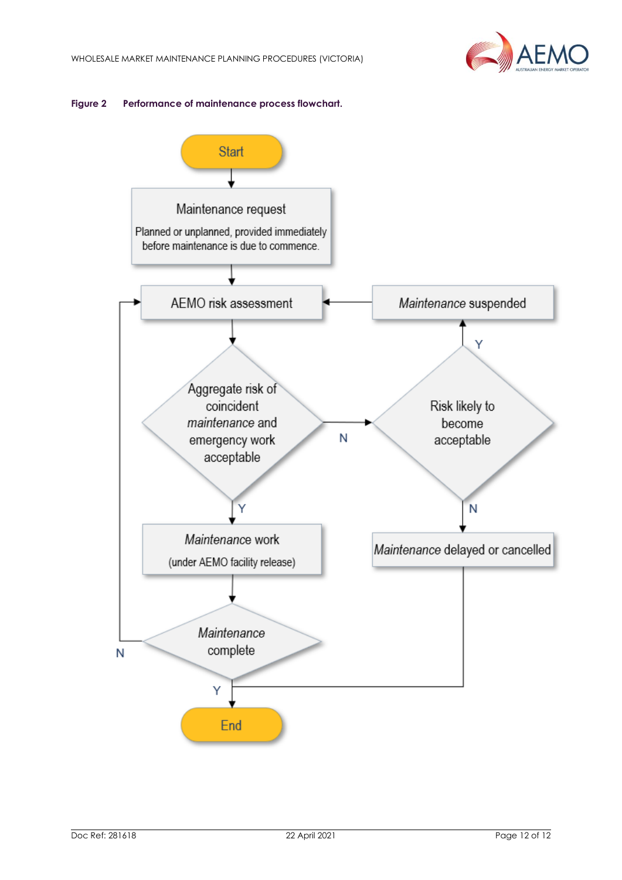**Figure 2 Performance of maintenance process flowchart.**

Start

Maintenance request

Planned or unplanned, provided immediately before maintenance is due to commence.

AEMO risk assessment

*Maintenance* suspended

Aggregate risk of coincident *maintenance* and emergency work acceptable

N

Risk likely to become acceptable

Y

Y

N

*Maintenance* work

(under AEMO facility release)

*Maintenance* delayed or cancelled

*Maintenance* complete

N

Y

End